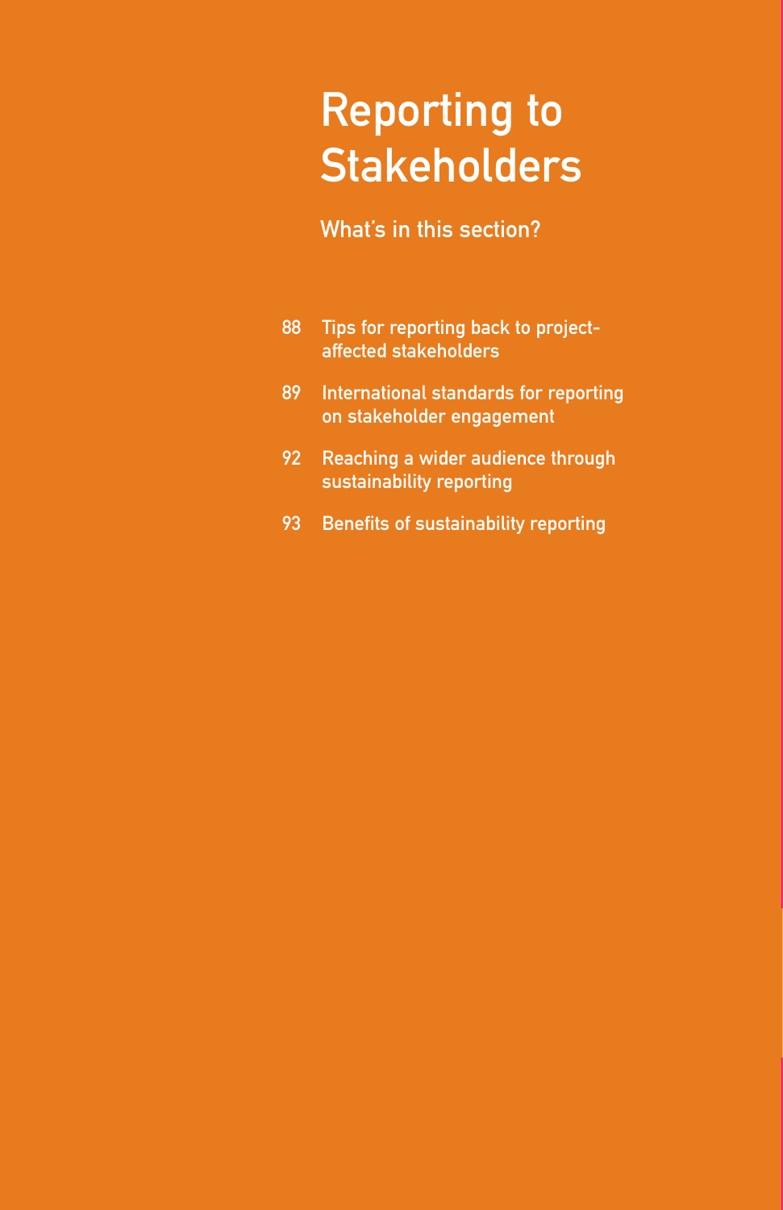# Reporting to Stakeholders

## What's in this section?

88 Tips for reporting back to project-affected stakeholders

89 International standards for reporting on stakeholder engagement

92 Reaching a wider audience through sustainability reporting

93 Benefits of sustainability reporting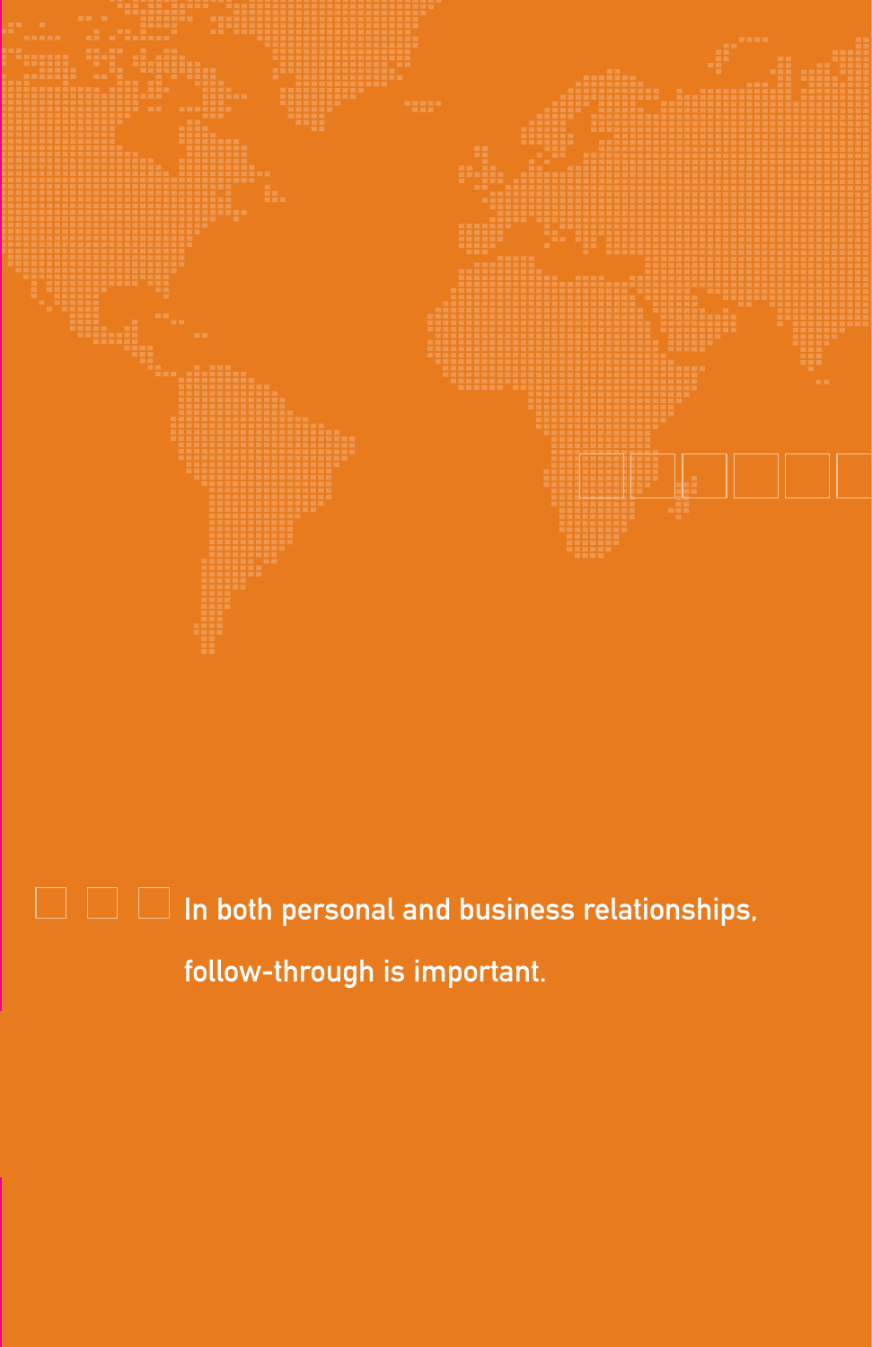In both personal and business relationships, follow-through is important.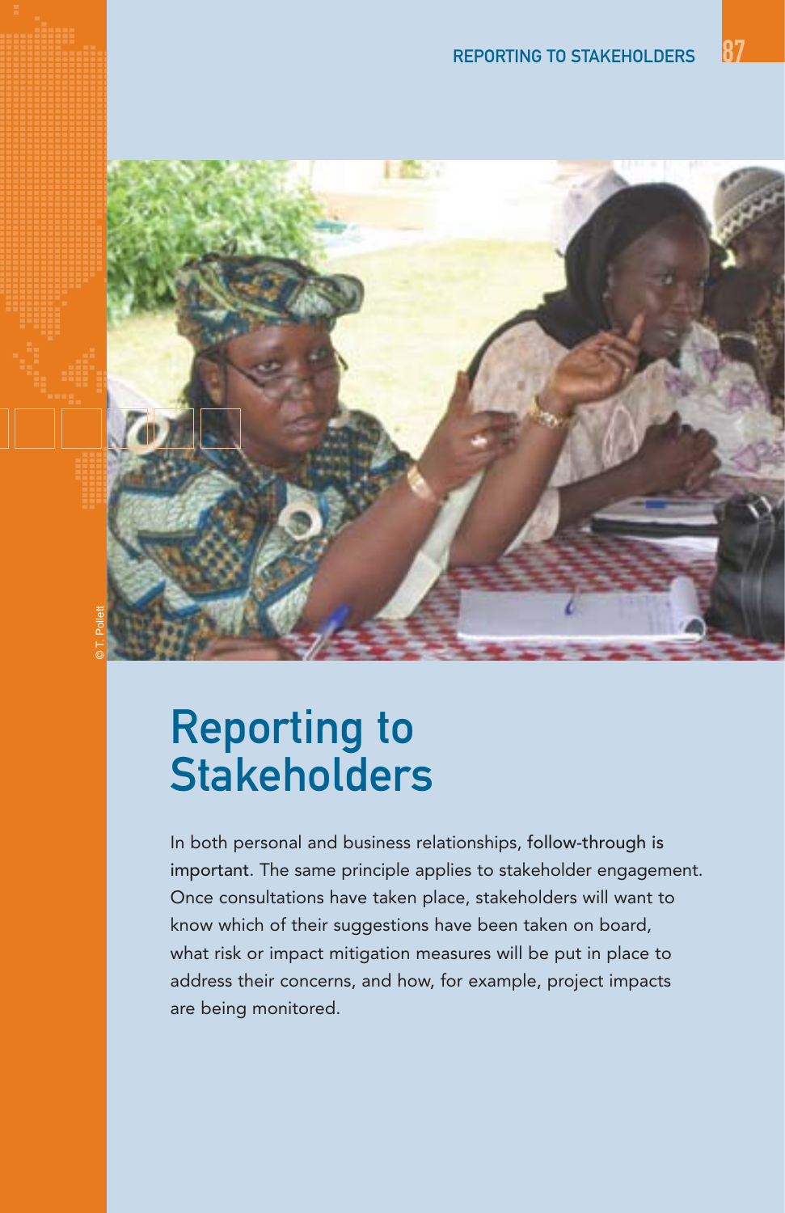# Reporting to Stakeholders

In both personal and business relationships, follow-through is important. The same principle applies to stakeholder engagement. Once consultations have taken place, stakeholders will want to know which of their suggestions have been taken on board, what risk or impact mitigation measures will be put in place to address their concerns, and how, for example, project impacts are being monitored.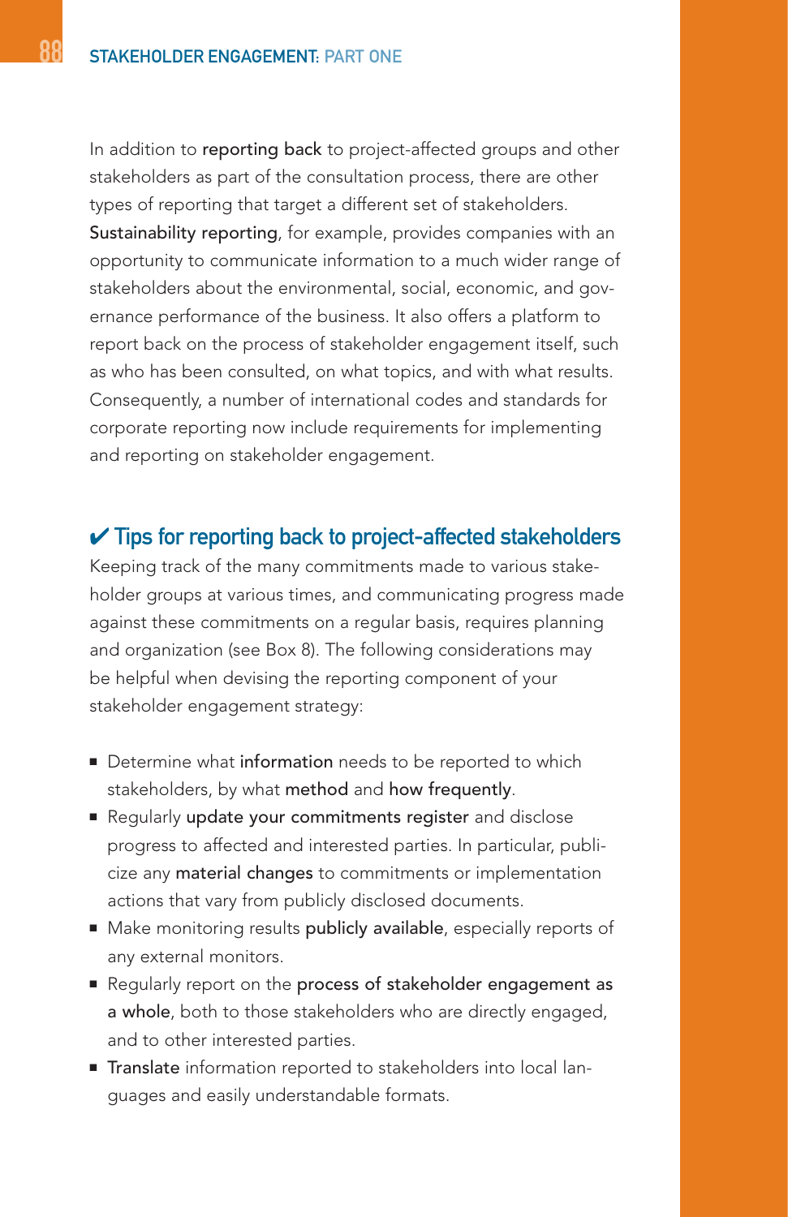In addition to **reporting back** to project-affected groups and other stakeholders as part of the consultation process, there are other types of reporting that target a different set of stakeholders. **Sustainability reporting**, for example, provides companies with an opportunity to communicate information to a much wider range of stakeholders about the environmental, social, economic, and governance performance of the business. It also offers a platform to report back on the process of stakeholder engagement itself, such as who has been consulted, on what topics, and with what results. Consequently, a number of international codes and standards for corporate reporting now include requirements for implementing and reporting on stakeholder engagement.

### ✔ Tips for reporting back to project-affected stakeholders

Keeping track of the many commitments made to various stakeholder groups at various times, and communicating progress made against these commitments on a regular basis, requires planning and organization (see Box 8). The following considerations may be helpful when devising the reporting component of your stakeholder engagement strategy:

- Determine what **information** needs to be reported to which stakeholders, by what **method** and **how frequently**.
- Regularly **update your commitments register** and disclose progress to affected and interested parties. In particular, publicize any **material changes** to commitments or implementation actions that vary from publicly disclosed documents.
- Make monitoring results **publicly available**, especially reports of any external monitors.
- Regularly report on the **process of stakeholder engagement as a whole**, both to those stakeholders who are directly engaged, and to other interested parties.
- **Translate** information reported to stakeholders into local languages and easily understandable formats.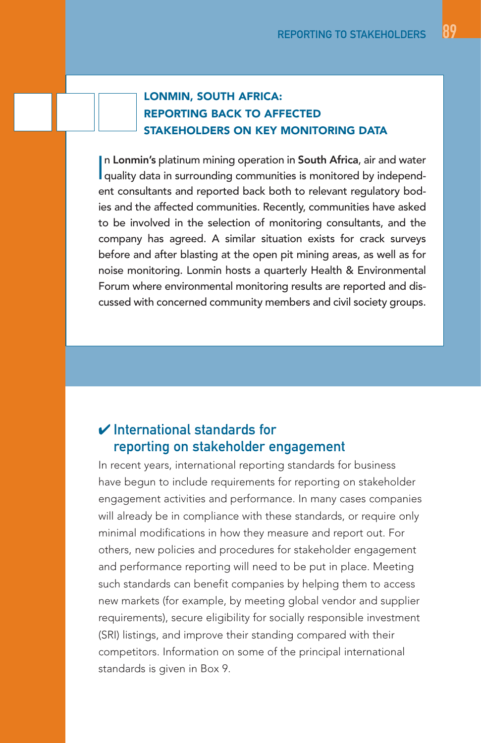### LONMIN, SOUTH AFRICA: REPORTING BACK TO AFFECTED STAKEHOLDERS ON KEY MONITORING DATA

In **Lonmin's** platinum mining operation in **South Africa**, air and water quality data in surrounding communities is monitored by independent consultants and reported back both to relevant regulatory bodies and the affected communities. Recently, communities have asked to be involved in the selection of monitoring consultants, and the company has agreed. A similar situation exists for crack surveys before and after blasting at the open pit mining areas, as well as for noise monitoring. Lonmin hosts a quarterly Health & Environmental Forum where environmental monitoring results are reported and discussed with concerned community members and civil society groups.

## ✔ International standards for reporting on stakeholder engagement

In recent years, international reporting standards for business have begun to include requirements for reporting on stakeholder engagement activities and performance. In many cases companies will already be in compliance with these standards, or require only minimal modifications in how they measure and report out. For others, new policies and procedures for stakeholder engagement and performance reporting will need to be put in place. Meeting such standards can benefit companies by helping them to access new markets (for example, by meeting global vendor and supplier requirements), secure eligibility for socially responsible investment (SRI) listings, and improve their standing compared with their competitors. Information on some of the principal international standards is given in Box 9.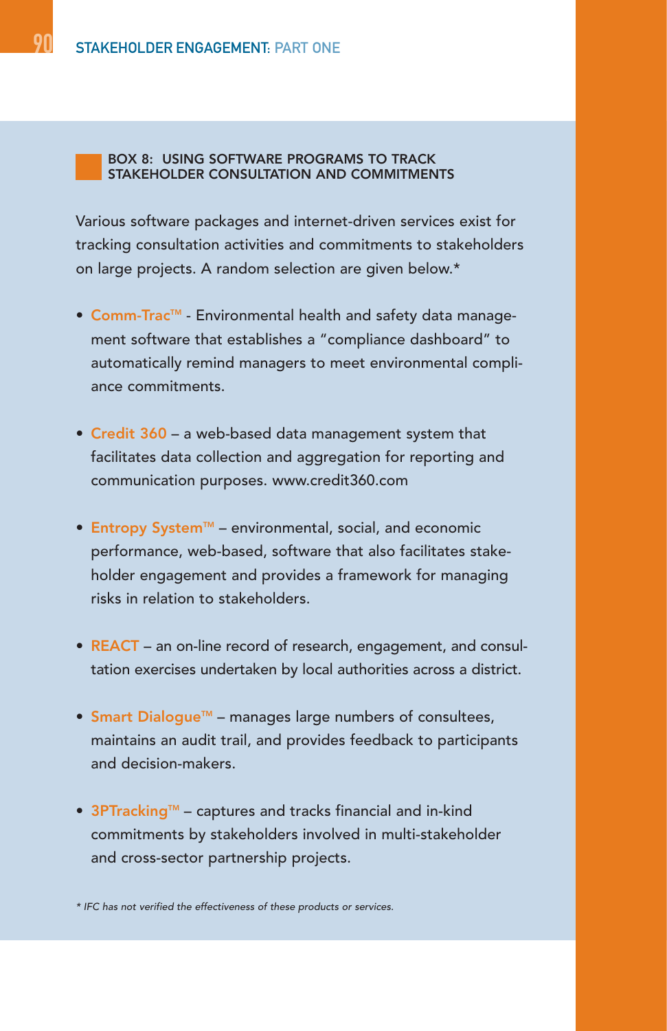### BOX 8: USING SOFTWARE PROGRAMS TO TRACK STAKEHOLDER CONSULTATION AND COMMITMENTS

Various software packages and internet-driven services exist for tracking consultation activities and commitments to stakeholders on large projects. A random selection are given below.*

- **Comm-Trac™** - Environmental health and safety data management software that establishes a "compliance dashboard" to automatically remind managers to meet environmental compliance commitments.
- **Credit 360** – a web-based data management system that facilitates data collection and aggregation for reporting and communication purposes. www.credit360.com
- **Entropy System™** – environmental, social, and economic performance, web-based, software that also facilitates stakeholder engagement and provides a framework for managing risks in relation to stakeholders.
- **REACT** – an on-line record of research, engagement, and consultation exercises undertaken by local authorities across a district.
- **Smart Dialogue™** – manages large numbers of consultees, maintains an audit trail, and provides feedback to participants and decision-makers.
- **3PTracking™** – captures and tracks financial and in-kind commitments by stakeholders involved in multi-stakeholder and cross-sector partnership projects.

*\* IFC has not verified the effectiveness of these products or services.*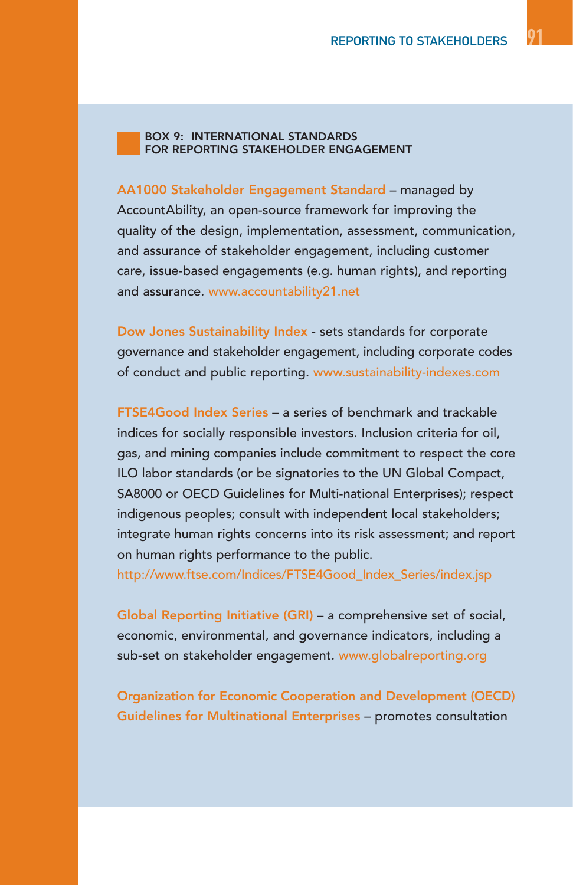### BOX 9: INTERNATIONAL STANDARDS FOR REPORTING STAKEHOLDER ENGAGEMENT

**AA1000 Stakeholder Engagement Standard** – managed by AccountAbility, an open-source framework for improving the quality of the design, implementation, assessment, communication, and assurance of stakeholder engagement, including customer care, issue-based engagements (e.g. human rights), and reporting and assurance. www.accountability21.net

**Dow Jones Sustainability Index** - sets standards for corporate governance and stakeholder engagement, including corporate codes of conduct and public reporting. www.sustainability-indexes.com

**FTSE4Good Index Series** – a series of benchmark and trackable indices for socially responsible investors. Inclusion criteria for oil, gas, and mining companies include commitment to respect the core ILO labor standards (or be signatories to the UN Global Compact, SA8000 or OECD Guidelines for Multi-national Enterprises); respect indigenous peoples; consult with independent local stakeholders; integrate human rights concerns into its risk assessment; and report on human rights performance to the public.
http://www.ftse.com/Indices/FTSE4Good_Index_Series/index.jsp

**Global Reporting Initiative (GRI)** – a comprehensive set of social, economic, environmental, and governance indicators, including a sub-set on stakeholder engagement. www.globalreporting.org

**Organization for Economic Cooperation and Development (OECD) Guidelines for Multinational Enterprises** – promotes consultation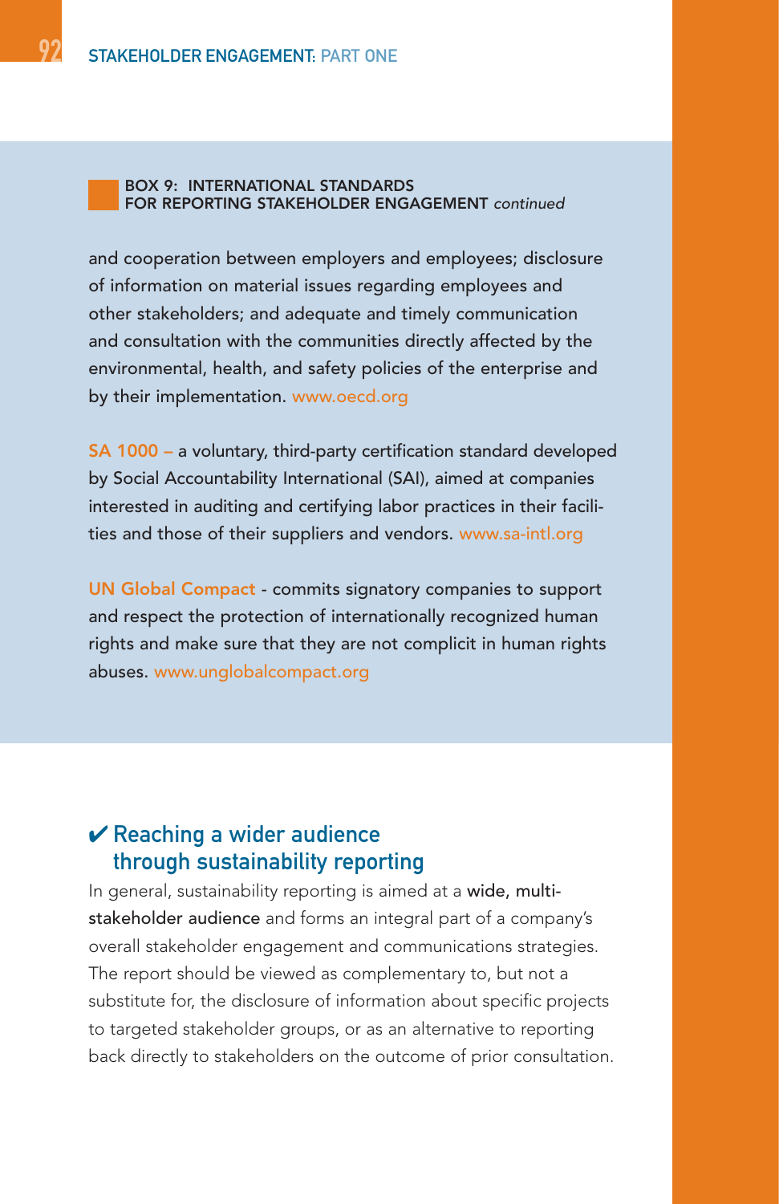### BOX 9: INTERNATIONAL STANDARDS FOR REPORTING STAKEHOLDER ENGAGEMENT *continued*

and cooperation between employers and employees; disclosure of information on material issues regarding employees and other stakeholders; and adequate and timely communication and consultation with the communities directly affected by the environmental, health, and safety policies of the enterprise and by their implementation. www.oecd.org

**SA 1000 –** a voluntary, third-party certification standard developed by Social Accountability International (SAI), aimed at companies interested in auditing and certifying labor practices in their facilities and those of their suppliers and vendors. www.sa-intl.org

**UN Global Compact** - commits signatory companies to support and respect the protection of internationally recognized human rights and make sure that they are not complicit in human rights abuses. www.unglobalcompact.org

## ✔ Reaching a wider audience through sustainability reporting

In general, sustainability reporting is aimed at a **wide, multi-stakeholder audience** and forms an integral part of a company's overall stakeholder engagement and communications strategies. The report should be viewed as complementary to, but not a substitute for, the disclosure of information about specific projects to targeted stakeholder groups, or as an alternative to reporting back directly to stakeholders on the outcome of prior consultation.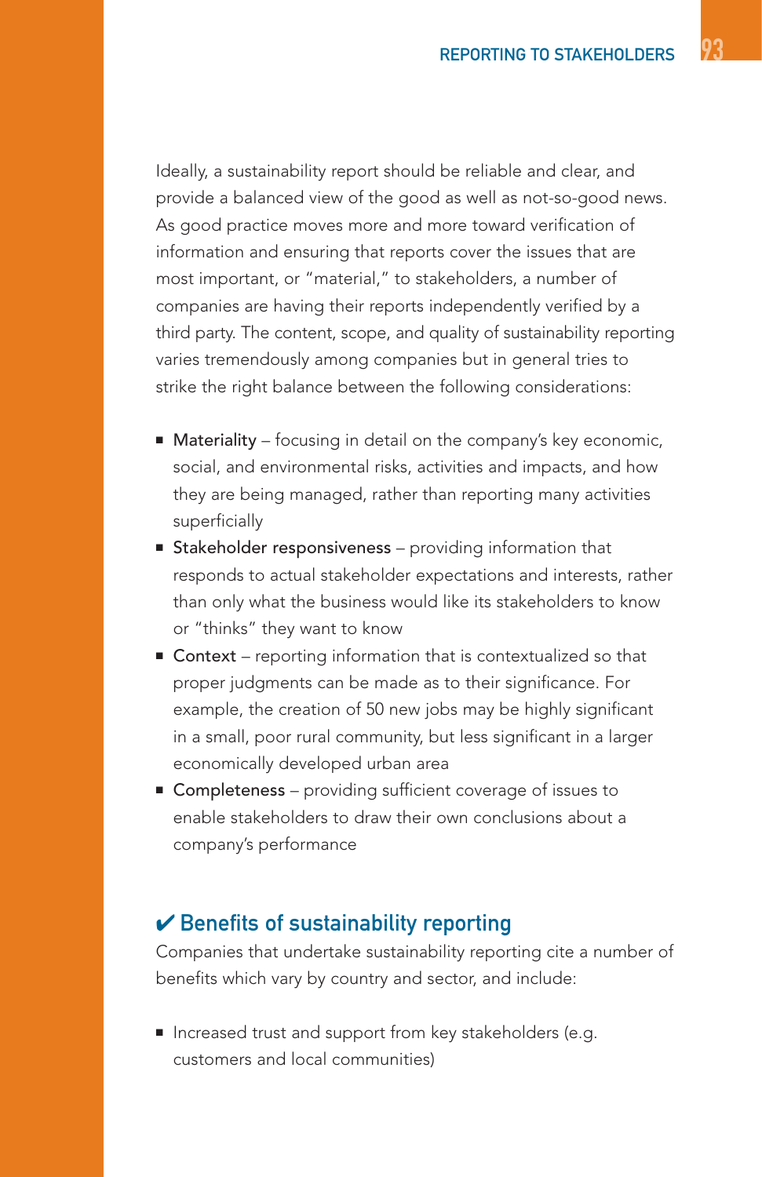Ideally, a sustainability report should be reliable and clear, and provide a balanced view of the good as well as not-so-good news. As good practice moves more and more toward verification of information and ensuring that reports cover the issues that are most important, or "material," to stakeholders, a number of companies are having their reports independently verified by a third party. The content, scope, and quality of sustainability reporting varies tremendously among companies but in general tries to strike the right balance between the following considerations:

- Materiality – focusing in detail on the company's key economic, social, and environmental risks, activities and impacts, and how they are being managed, rather than reporting many activities superficially
- Stakeholder responsiveness – providing information that responds to actual stakeholder expectations and interests, rather than only what the business would like its stakeholders to know or "thinks" they want to know
- Context – reporting information that is contextualized so that proper judgments can be made as to their significance. For example, the creation of 50 new jobs may be highly significant in a small, poor rural community, but less significant in a larger economically developed urban area
- Completeness – providing sufficient coverage of issues to enable stakeholders to draw their own conclusions about a company's performance

## ✔ Benefits of sustainability reporting

Companies that undertake sustainability reporting cite a number of benefits which vary by country and sector, and include:

- Increased trust and support from key stakeholders (e.g. customers and local communities)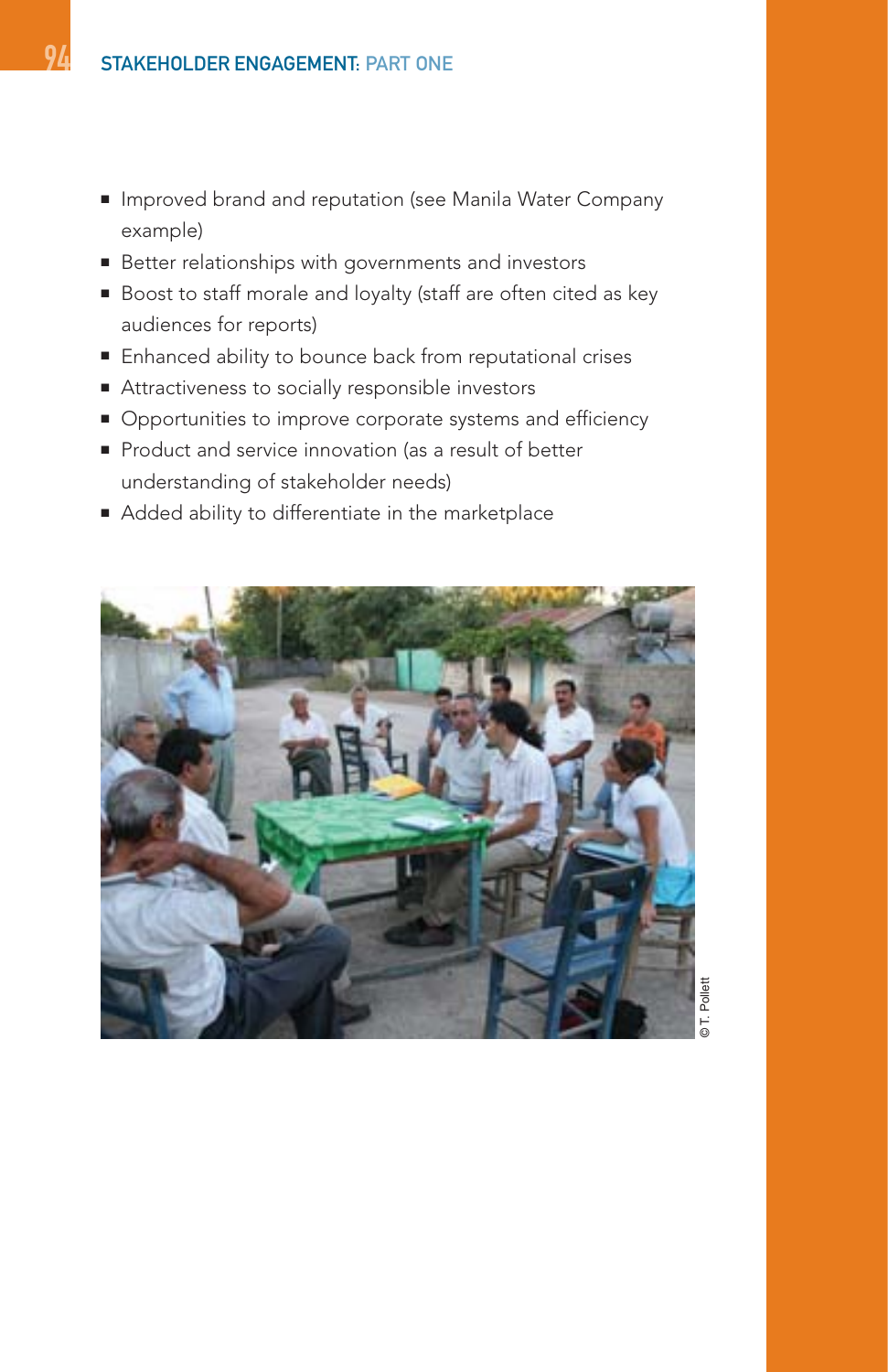- Improved brand and reputation (see Manila Water Company example)
- Better relationships with governments and investors
- Boost to staff morale and loyalty (staff are often cited as key audiences for reports)
- Enhanced ability to bounce back from reputational crises
- Attractiveness to socially responsible investors
- Opportunities to improve corporate systems and efficiency
- Product and service innovation (as a result of better understanding of stakeholder needs)
- Added ability to differentiate in the marketplace

© T. Pollett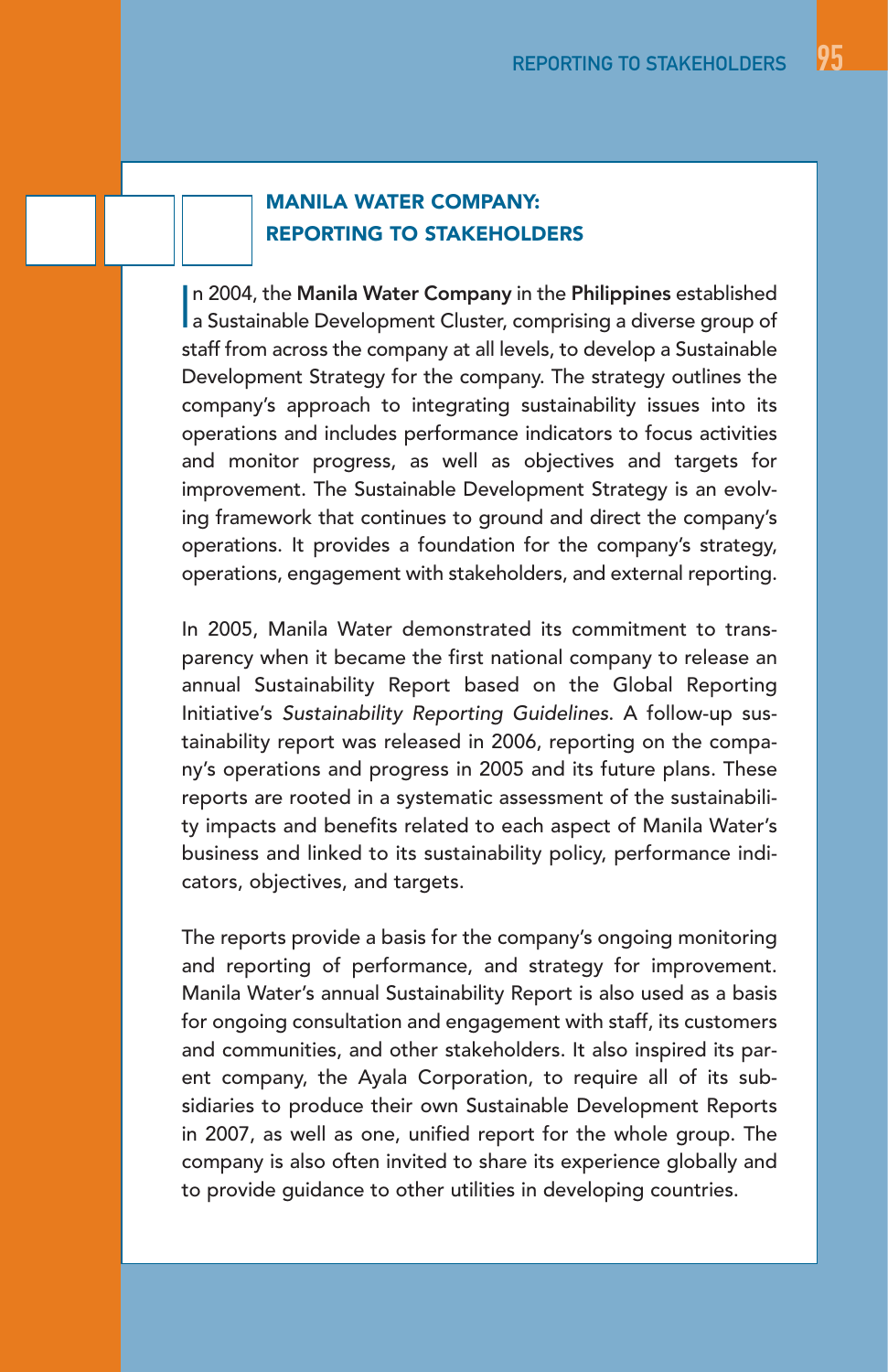## MANILA WATER COMPANY: REPORTING TO STAKEHOLDERS

In 2004, the **Manila Water Company** in the **Philippines** established a Sustainable Development Cluster, comprising a diverse group of staff from across the company at all levels, to develop a Sustainable Development Strategy for the company. The strategy outlines the company's approach to integrating sustainability issues into its operations and includes performance indicators to focus activities and monitor progress, as well as objectives and targets for improvement. The Sustainable Development Strategy is an evolving framework that continues to ground and direct the company's operations. It provides a foundation for the company's strategy, operations, engagement with stakeholders, and external reporting.

In 2005, Manila Water demonstrated its commitment to transparency when it became the first national company to release an annual Sustainability Report based on the Global Reporting Initiative's *Sustainability Reporting Guidelines*. A follow-up sustainability report was released in 2006, reporting on the company's operations and progress in 2005 and its future plans. These reports are rooted in a systematic assessment of the sustainability impacts and benefits related to each aspect of Manila Water's business and linked to its sustainability policy, performance indicators, objectives, and targets.

The reports provide a basis for the company's ongoing monitoring and reporting of performance, and strategy for improvement. Manila Water's annual Sustainability Report is also used as a basis for ongoing consultation and engagement with staff, its customers and communities, and other stakeholders. It also inspired its parent company, the Ayala Corporation, to require all of its subsidiaries to produce their own Sustainable Development Reports in 2007, as well as one, unified report for the whole group. The company is also often invited to share its experience globally and to provide guidance to other utilities in developing countries.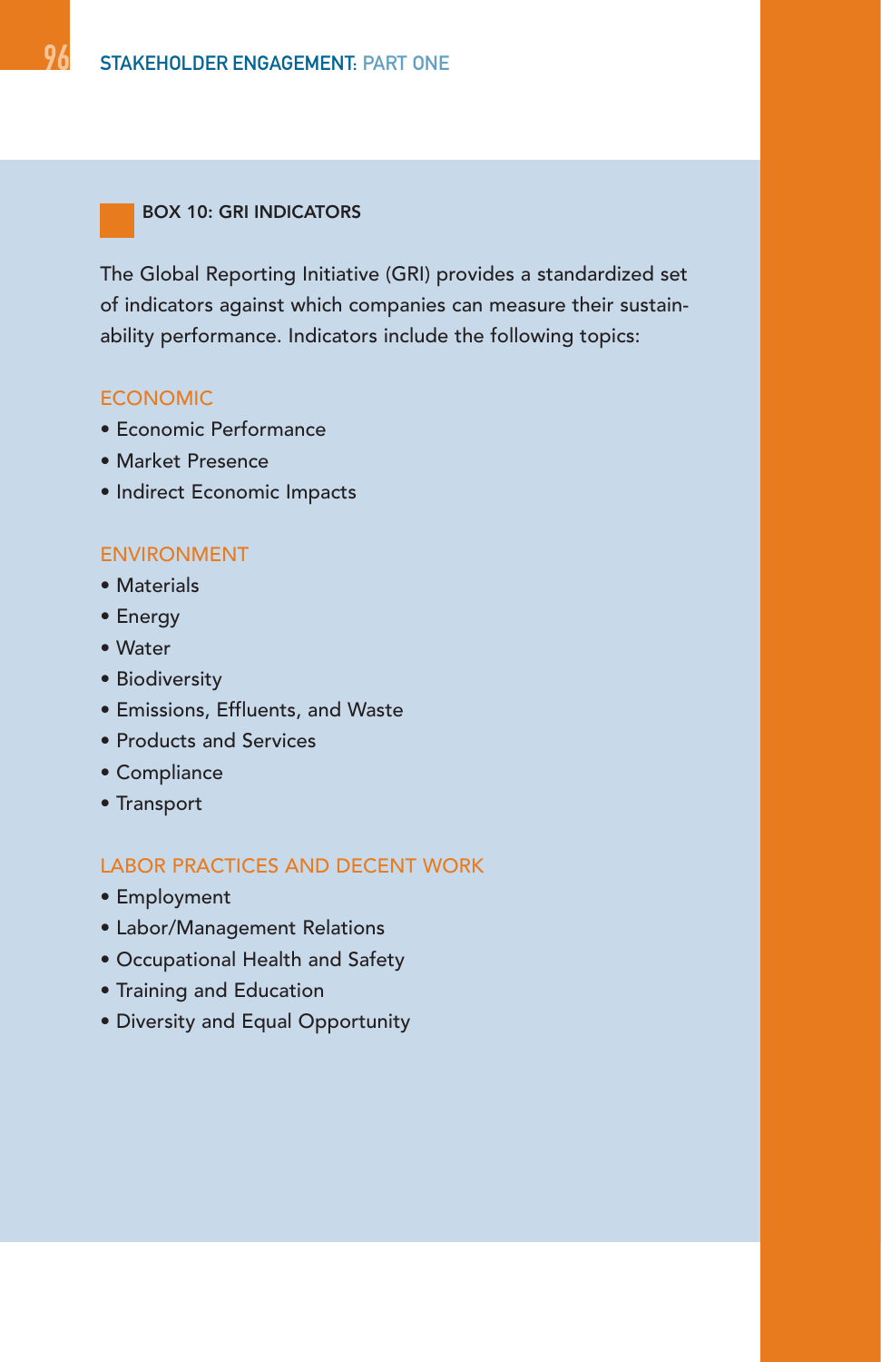### BOX 10: GRI INDICATORS

The Global Reporting Initiative (GRI) provides a standardized set of indicators against which companies can measure their sustainability performance. Indicators include the following topics:

#### ECONOMIC

- Economic Performance
- Market Presence
- Indirect Economic Impacts

#### ENVIRONMENT

- Materials
- Energy
- Water
- Biodiversity
- Emissions, Effluents, and Waste
- Products and Services
- Compliance
- Transport

#### LABOR PRACTICES AND DECENT WORK

- Employment
- Labor/Management Relations
- Occupational Health and Safety
- Training and Education
- Diversity and Equal Opportunity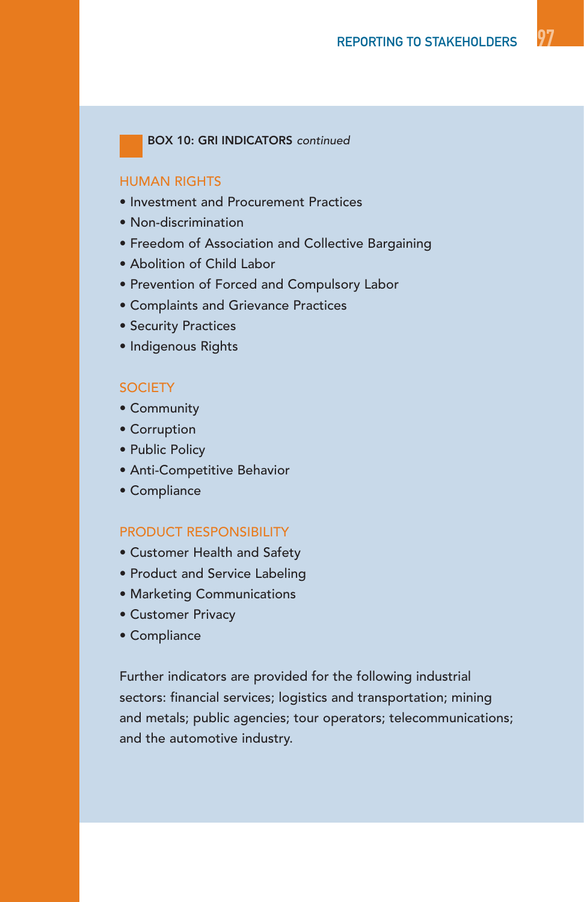**BOX 10: GRI INDICATORS** *continued*

### HUMAN RIGHTS

- Investment and Procurement Practices
- Non-discrimination
- Freedom of Association and Collective Bargaining
- Abolition of Child Labor
- Prevention of Forced and Compulsory Labor
- Complaints and Grievance Practices
- Security Practices
- Indigenous Rights

### SOCIETY

- Community
- Corruption
- Public Policy
- Anti-Competitive Behavior
- Compliance

### PRODUCT RESPONSIBILITY

- Customer Health and Safety
- Product and Service Labeling
- Marketing Communications
- Customer Privacy
- Compliance

Further indicators are provided for the following industrial sectors: financial services; logistics and transportation; mining and metals; public agencies; tour operators; telecommunications; and the automotive industry.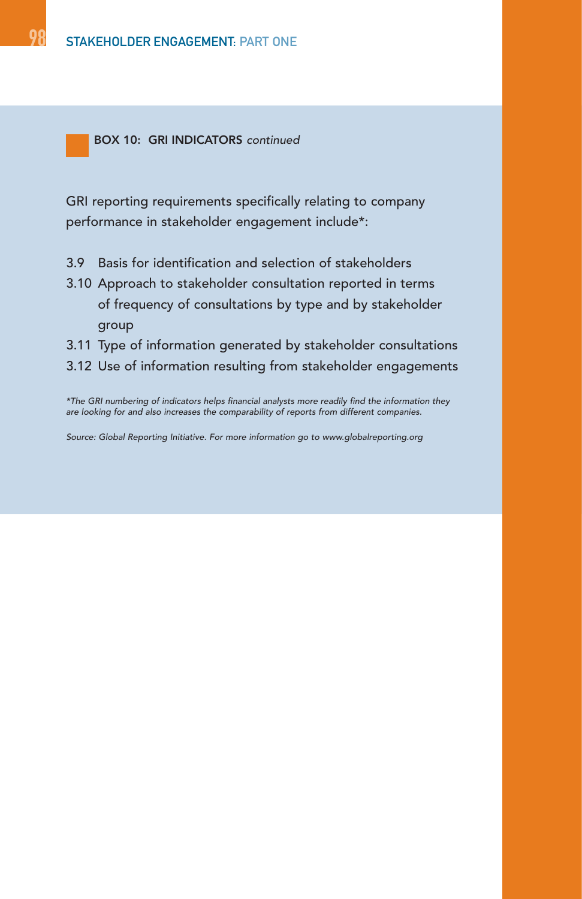### BOX 10: GRI INDICATORS *continued*

GRI reporting requirements specifically relating to company performance in stakeholder engagement include*:

- 3.9 Basis for identification and selection of stakeholders
- 3.10 Approach to stakeholder consultation reported in terms of frequency of consultations by type and by stakeholder group
- 3.11 Type of information generated by stakeholder consultations
- 3.12 Use of information resulting from stakeholder engagements

*\*The GRI numbering of indicators helps financial analysts more readily find the information they are looking for and also increases the comparability of reports from different companies.*

*Source: Global Reporting Initiative. For more information go to www.globalreporting.org*